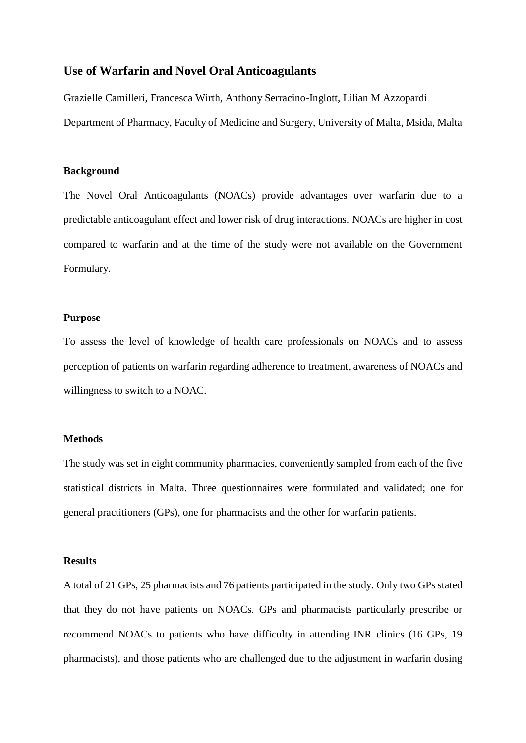# Use of Warfarin and Novel Oral Anticoagulants

Grazielle Camilleri, Francesca Wirth, Anthony Serracino-Inglott, Lilian M Azzopardi

Department of Pharmacy, Faculty of Medicine and Surgery, University of Malta, Msida, Malta

## Background

The Novel Oral Anticoagulants (NOACs) provide advantages over warfarin due to a predictable anticoagulant effect and lower risk of drug interactions. NOACs are higher in cost compared to warfarin and at the time of the study were not available on the Government Formulary.

## Purpose

To assess the level of knowledge of health care professionals on NOACs and to assess perception of patients on warfarin regarding adherence to treatment, awareness of NOACs and willingness to switch to a NOAC.

## Methods

The study was set in eight community pharmacies, conveniently sampled from each of the five statistical districts in Malta. Three questionnaires were formulated and validated; one for general practitioners (GPs), one for pharmacists and the other for warfarin patients.

## Results

A total of 21 GPs, 25 pharmacists and 76 patients participated in the study. Only two GPs stated that they do not have patients on NOACs. GPs and pharmacists particularly prescribe or recommend NOACs to patients who have difficulty in attending INR clinics (16 GPs, 19 pharmacists), and those patients who are challenged due to the adjustment in warfarin dosing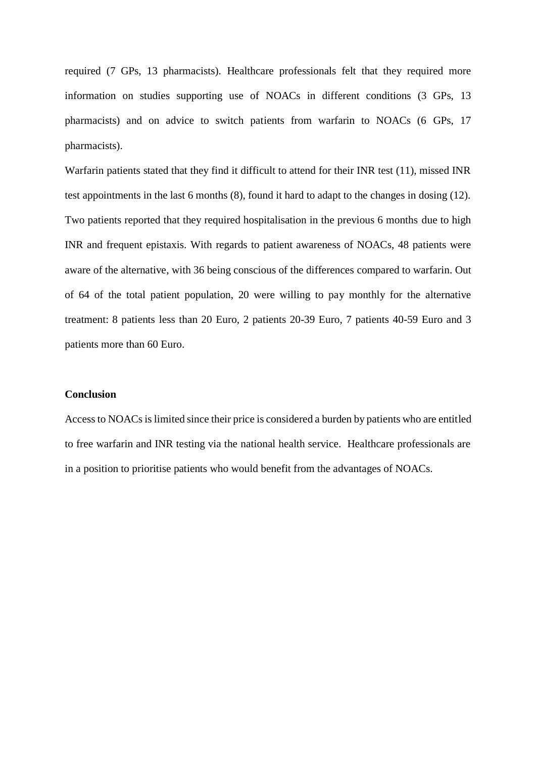required (7 GPs, 13 pharmacists). Healthcare professionals felt that they required more information on studies supporting use of NOACs in different conditions (3 GPs, 13 pharmacists) and on advice to switch patients from warfarin to NOACs (6 GPs, 17 pharmacists).

Warfarin patients stated that they find it difficult to attend for their INR test (11), missed INR test appointments in the last 6 months (8), found it hard to adapt to the changes in dosing (12). Two patients reported that they required hospitalisation in the previous 6 months due to high INR and frequent epistaxis. With regards to patient awareness of NOACs, 48 patients were aware of the alternative, with 36 being conscious of the differences compared to warfarin. Out of 64 of the total patient population, 20 were willing to pay monthly for the alternative treatment: 8 patients less than 20 Euro, 2 patients 20-39 Euro, 7 patients 40-59 Euro and 3 patients more than 60 Euro.

**Conclusion**

Access to NOACs is limited since their price is considered a burden by patients who are entitled to free warfarin and INR testing via the national health service. Healthcare professionals are in a position to prioritise patients who would benefit from the advantages of NOACs.